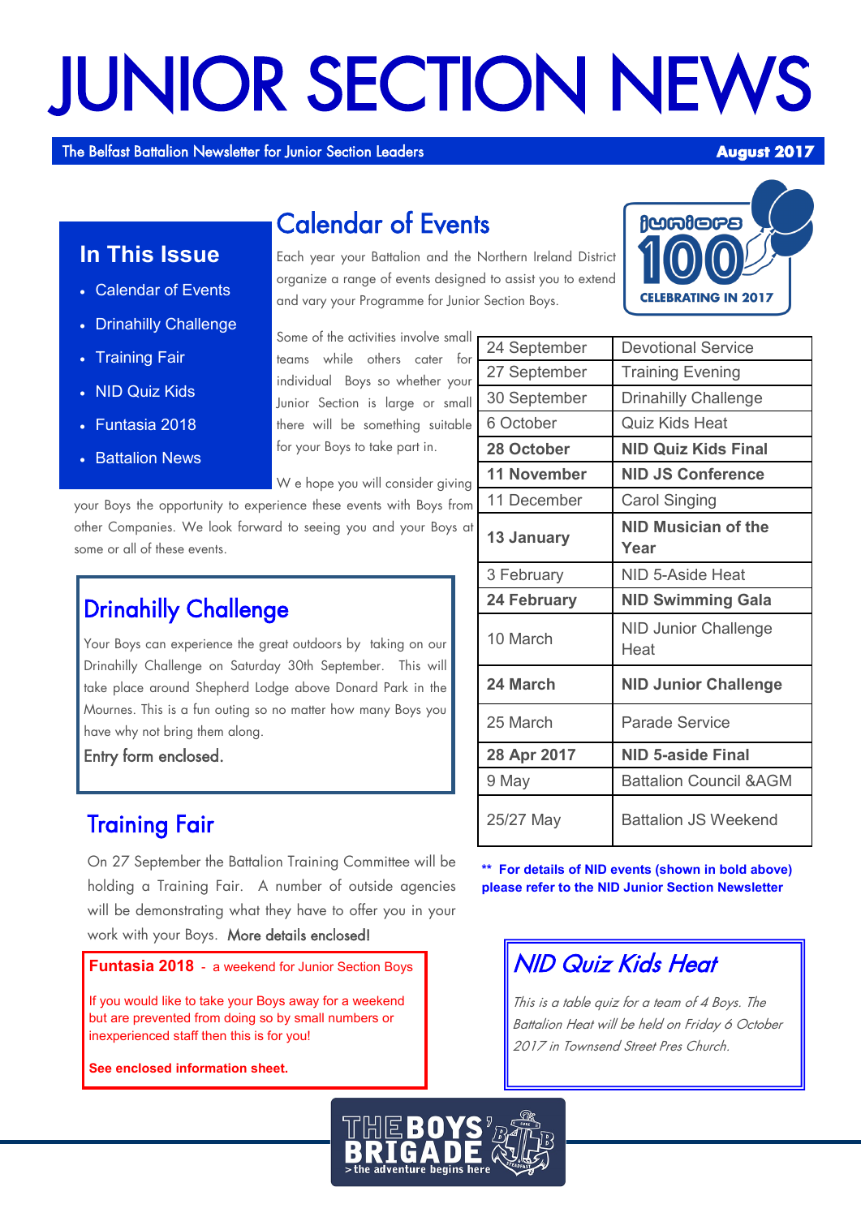# JUNIOR SECTION NEWS

The Belfast Battalion Newsletter for Junior Section Leaders **August 2017**

## In This Issue

- Calendar of Events
- Drinahilly Challenge
- Training Fair
- NID Quiz Kids
- Funtasia 2018
- Battalion News

## Calendar of Events

Each year your Battalion and the Northern Ireland District organize a range of events designed to assist you to extend and vary your Programme for Junior Section Boys.

Some of the activities involve small teams while others cater for individual Boys so whether your Junior Section is large or small there will be something suitable for your Boys to take part in.

We hope you will consider giving your Boys the opportunity to experience these events with Boys from other Companies. We look forward to seeing you and your Boys at some or all of these events.

Juniors 100 CELEBRATING IN 2017

| | |
|---|---|
| 24 September | Devotional Service |
| 27 September | Training Evening |
| 30 September | Drinahilly Challenge |
| 6 October | Quiz Kids Heat |
| **28 October** | **NID Quiz Kids Final** |
| **11 November** | **NID JS Conference** |
| 11 December | Carol Singing |
| **13 January** | **NID Musician of the Year** |
| 3 February | NID 5-Aside Heat |
| **24 February** | **NID Swimming Gala** |
| 10 March | NID Junior Challenge Heat |
| **24 March** | **NID Junior Challenge** |
| 25 March | Parade Service |
| **28 Apr 2017** | **NID 5-aside Final** |
| 9 May | Battalion Council &AGM |
| 25/27 May | Battalion JS Weekend |

**\*\* For details of NID events (shown in bold above) please refer to the NID Junior Section Newsletter**

## Drinahilly Challenge

Your Boys can experience the great outdoors by taking on our Drinahilly Challenge on Saturday 30th September. This will take place around Shepherd Lodge above Donard Park in the Mournes. This is a fun outing so no matter how many Boys you have why not bring them along.

Entry form enclosed.

## Training Fair

On 27 September the Battalion Training Committee will be holding a Training Fair. A number of outside agencies will be demonstrating what they have to offer you in your work with your Boys. More details enclosed!

**Funtasia 2018** - a weekend for Junior Section Boys

If you would like to take your Boys away for a weekend but are prevented from doing so by small numbers or inexperienced staff then this is for you!

**See enclosed information sheet.**

## *NID Quiz Kids Heat*

*This is a table quiz for a team of 4 Boys. The Battalion Heat will be held on Friday 6 October 2017 in Townsend Street Pres Church.*

THE BOYS' BRIGADE
> the adventure begins here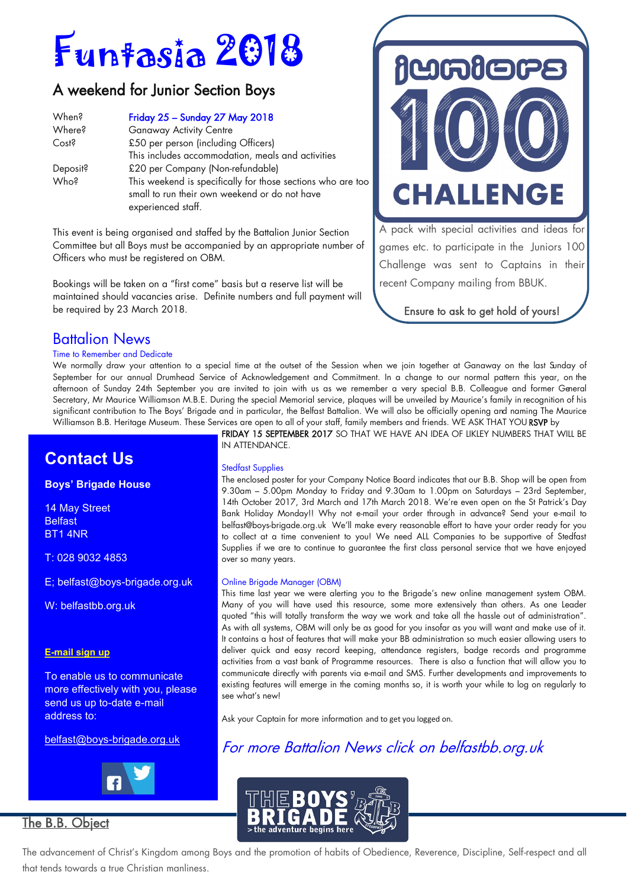# Funtasia 2018

## A weekend for Junior Section Boys

| | |
|---|---|
| When? | Friday 25 – Sunday 27 May 2018 |
| Where? | Ganaway Activity Centre |
| Cost? | £50 per person (including Officers) This includes accommodation, meals and activities |
| Deposit? | £20 per Company (Non-refundable) |
| Who? | This weekend is specifically for those sections who are too small to run their own weekend or do not have experienced staff. |

This event is being organised and staffed by the Battalion Junior Section Committee but all Boys must be accompanied by an appropriate number of Officers who must be registered on OBM.

Bookings will be taken on a "first come" basis but a reserve list will be maintained should vacancies arise. Definite numbers and full payment will be required by 23 March 2018.

## Juniors 100 CHALLENGE

A pack with special activities and ideas for games etc. to participate in the Juniors 100 Challenge was sent to Captains in their recent Company mailing from BBUK.

Ensure to ask to get hold of yours!

## Battalion News

### Time to Remember and Dedicate

We normally draw your attention to a special time at the outset of the Session when we join together at Ganaway on the last Sunday of September for our annual Drumhead Service of Acknowledgement and Commitment. In a change to our normal pattern this year, on the afternoon of Sunday 24th September you are invited to join with us as we remember a very special B.B. Colleague and former General Secretary, Mr Maurice Williamson M.B.E. During the special Memorial service, plaques will be unveiled by Maurice's family in recognition of his significant contribution to The Boys' Brigade and in particular, the Belfast Battalion. We will also be officially opening and naming The Maurice Williamson B.B. Heritage Museum. These Services are open to all of your staff, family members and friends. WE ASK THAT YOU RSVP by FRIDAY 15 SEPTEMBER 2017 SO THAT WE HAVE AN IDEA OF LIKLEY NUMBERS THAT WILL BE IN ATTENDANCE.

### Stedfast Supplies

The enclosed poster for your Company Notice Board indicates that our B.B. Shop will be open from 9.30am – 5.00pm Monday to Friday and 9.30am to 1.00pm on Saturdays – 23rd September, 14th October 2017, 3rd March and 17th March 2018. We're even open on the St Patrick's Day Bank Holiday Monday!! Why not e-mail your order through in advance? Send your e-mail to belfast@boys-brigade.org.uk We'll make every reasonable effort to have your order ready for you to collect at a time convenient to you! We need ALL Companies to be supportive of Stedfast Supplies if we are to continue to guarantee the first class personal service that we have enjoyed over so many years.

### Online Brigade Manager (OBM)

This time last year we were alerting you to the Brigade's new online management system OBM. Many of you will have used this resource, some more extensively than others. As one Leader quoted "this will totally transform the way we work and take all the hassle out of administration". As with all systems, OBM will only be as good for you insofar as you will want and make use of it. It contains a host of features that will make your BB administration so much easier allowing users to deliver quick and easy record keeping, attendance registers, badge records and programme activities from a vast bank of Programme resources. There is also a function that will allow you to communicate directly with parents via e-mail and SMS. Further developments and improvements to existing features will emerge in the coming months so, it is worth your while to log on regularly to see what's new!

Ask your Captain for more information and to get you logged on.

*For more Battalion News click on belfastbb.org.uk*

## Contact Us

**Boys' Brigade House**

14 May Street
Belfast
BT1 4NR

T: 028 9032 4853

E; belfast@boys-brigade.org.uk

W: belfastbb.org.uk

**E-mail sign up**

To enable us to communicate more effectively with you, please send us up to-date e-mail address to:

belfast@boys-brigade.org.uk

THE BOYS' BRIGADE
> the adventure begins here

## The B.B. Object

The advancement of Christ's Kingdom among Boys and the promotion of habits of Obedience, Reverence, Discipline, Self-respect and all that tends towards a true Christian manliness.